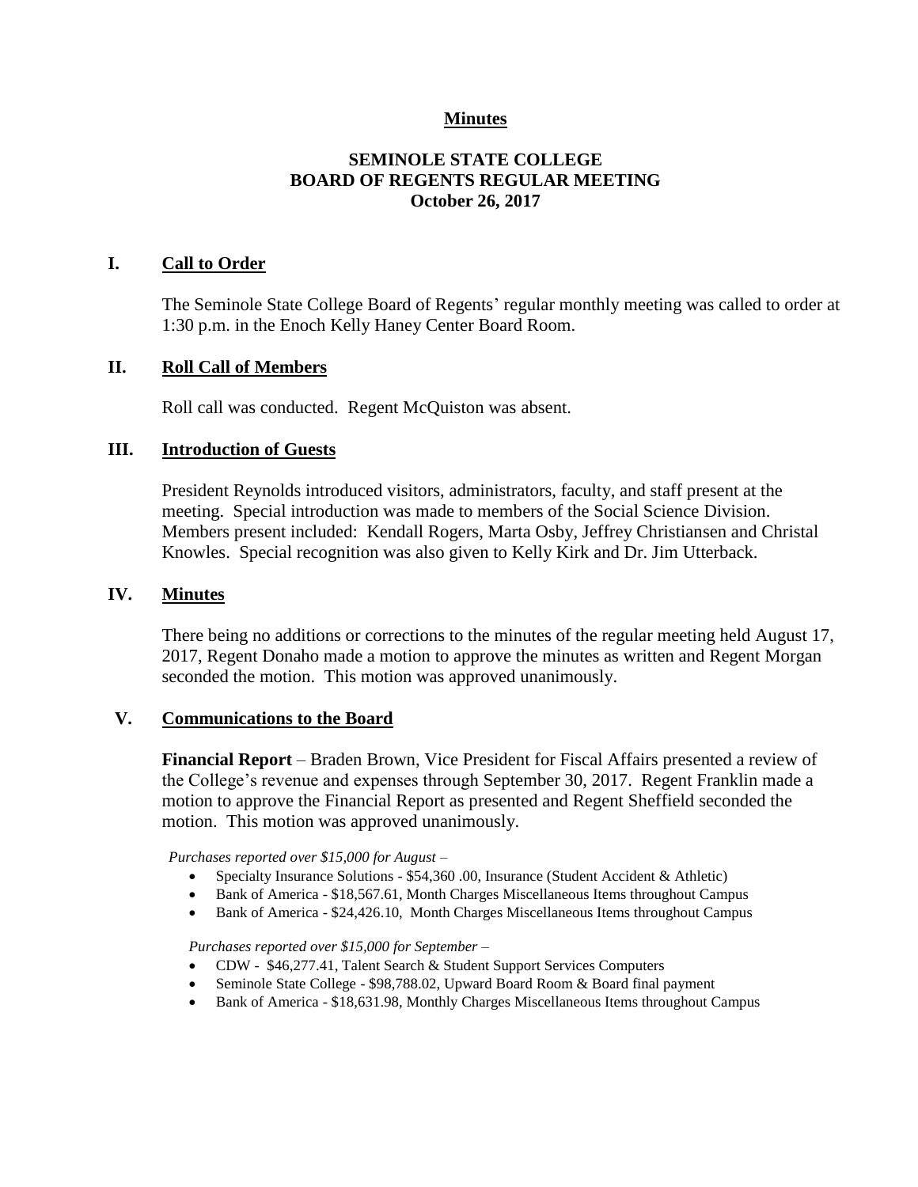**Minutes**

# SEMINOLE STATE COLLEGE
# BOARD OF REGENTS REGULAR MEETING
## October 26, 2017

## I. Call to Order

The Seminole State College Board of Regents' regular monthly meeting was called to order at 1:30 p.m. in the Enoch Kelly Haney Center Board Room.

## II. Roll Call of Members

Roll call was conducted. Regent McQuiston was absent.

## III. Introduction of Guests

President Reynolds introduced visitors, administrators, faculty, and staff present at the meeting. Special introduction was made to members of the Social Science Division. Members present included: Kendall Rogers, Marta Osby, Jeffrey Christiansen and Christal Knowles. Special recognition was also given to Kelly Kirk and Dr. Jim Utterback.

## IV. Minutes

There being no additions or corrections to the minutes of the regular meeting held August 17, 2017, Regent Donaho made a motion to approve the minutes as written and Regent Morgan seconded the motion. This motion was approved unanimously.

## V. Communications to the Board

**Financial Report** – Braden Brown, Vice President for Fiscal Affairs presented a review of the College's revenue and expenses through September 30, 2017. Regent Franklin made a motion to approve the Financial Report as presented and Regent Sheffield seconded the motion. This motion was approved unanimously.

*Purchases reported over $15,000 for August –*

- Specialty Insurance Solutions - $54,360 .00, Insurance (Student Accident & Athletic)
- Bank of America - $18,567.61, Month Charges Miscellaneous Items throughout Campus
- Bank of America - $24,426.10, Month Charges Miscellaneous Items throughout Campus

*Purchases reported over $15,000 for September –*

- CDW - $46,277.41, Talent Search & Student Support Services Computers
- Seminole State College - $98,788.02, Upward Board Room & Board final payment
- Bank of America - $18,631.98, Monthly Charges Miscellaneous Items throughout Campus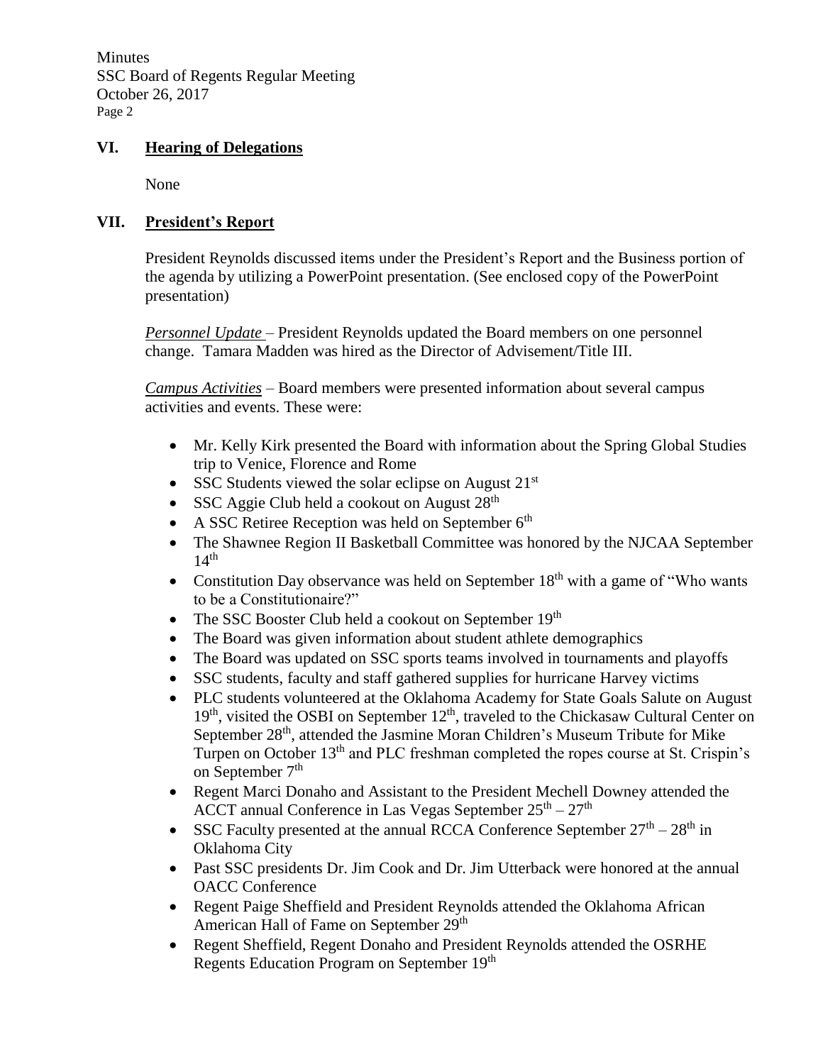## VI. Hearing of Delegations

None

## VII. President's Report

President Reynolds discussed items under the President's Report and the Business portion of the agenda by utilizing a PowerPoint presentation. (See enclosed copy of the PowerPoint presentation)

*Personnel Update* – President Reynolds updated the Board members on one personnel change. Tamara Madden was hired as the Director of Advisement/Title III.

*Campus Activities* – Board members were presented information about several campus activities and events. These were:

- Mr. Kelly Kirk presented the Board with information about the Spring Global Studies trip to Venice, Florence and Rome
- SSC Students viewed the solar eclipse on August 21st
- SSC Aggie Club held a cookout on August 28th
- A SSC Retiree Reception was held on September 6th
- The Shawnee Region II Basketball Committee was honored by the NJCAA September 14th
- Constitution Day observance was held on September 18th with a game of "Who wants to be a Constitutionaire?"
- The SSC Booster Club held a cookout on September 19th
- The Board was given information about student athlete demographics
- The Board was updated on SSC sports teams involved in tournaments and playoffs
- SSC students, faculty and staff gathered supplies for hurricane Harvey victims
- PLC students volunteered at the Oklahoma Academy for State Goals Salute on August 19th, visited the OSBI on September 12th, traveled to the Chickasaw Cultural Center on September 28th, attended the Jasmine Moran Children's Museum Tribute for Mike Turpen on October 13th and PLC freshman completed the ropes course at St. Crispin's on September 7th
- Regent Marci Donaho and Assistant to the President Mechell Downey attended the ACCT annual Conference in Las Vegas September 25th – 27th
- SSC Faculty presented at the annual RCCA Conference September 27th – 28th in Oklahoma City
- Past SSC presidents Dr. Jim Cook and Dr. Jim Utterback were honored at the annual OACC Conference
- Regent Paige Sheffield and President Reynolds attended the Oklahoma African American Hall of Fame on September 29th
- Regent Sheffield, Regent Donaho and President Reynolds attended the OSRHE Regents Education Program on September 19th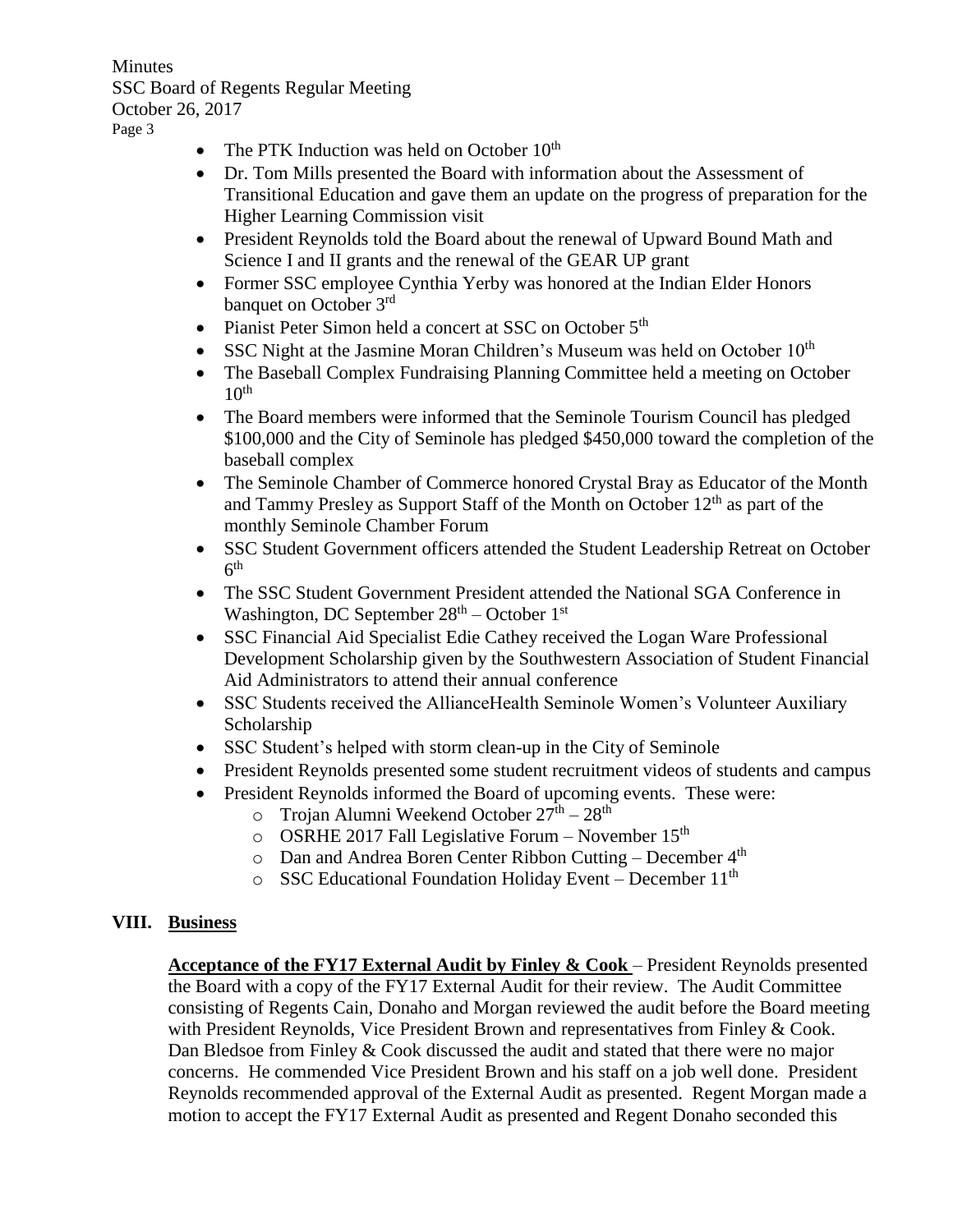- The PTK Induction was held on October 10th
- Dr. Tom Mills presented the Board with information about the Assessment of Transitional Education and gave them an update on the progress of preparation for the Higher Learning Commission visit
- President Reynolds told the Board about the renewal of Upward Bound Math and Science I and II grants and the renewal of the GEAR UP grant
- Former SSC employee Cynthia Yerby was honored at the Indian Elder Honors banquet on October 3rd
- Pianist Peter Simon held a concert at SSC on October 5th
- SSC Night at the Jasmine Moran Children's Museum was held on October 10th
- The Baseball Complex Fundraising Planning Committee held a meeting on October 10th
- The Board members were informed that the Seminole Tourism Council has pledged $100,000 and the City of Seminole has pledged $450,000 toward the completion of the baseball complex
- The Seminole Chamber of Commerce honored Crystal Bray as Educator of the Month and Tammy Presley as Support Staff of the Month on October 12th as part of the monthly Seminole Chamber Forum
- SSC Student Government officers attended the Student Leadership Retreat on October 6th
- The SSC Student Government President attended the National SGA Conference in Washington, DC September 28th – October 1st
- SSC Financial Aid Specialist Edie Cathey received the Logan Ware Professional Development Scholarship given by the Southwestern Association of Student Financial Aid Administrators to attend their annual conference
- SSC Students received the AllianceHealth Seminole Women's Volunteer Auxiliary Scholarship
- SSC Student's helped with storm clean-up in the City of Seminole
- President Reynolds presented some student recruitment videos of students and campus
- President Reynolds informed the Board of upcoming events. These were:
  - Trojan Alumni Weekend October 27th – 28th
  - OSRHE 2017 Fall Legislative Forum – November 15th
  - Dan and Andrea Boren Center Ribbon Cutting – December 4th
  - SSC Educational Foundation Holiday Event – December 11th

## VIII. Business

**Acceptance of the FY17 External Audit by Finley & Cook** – President Reynolds presented the Board with a copy of the FY17 External Audit for their review. The Audit Committee consisting of Regents Cain, Donaho and Morgan reviewed the audit before the Board meeting with President Reynolds, Vice President Brown and representatives from Finley & Cook. Dan Bledsoe from Finley & Cook discussed the audit and stated that there were no major concerns. He commended Vice President Brown and his staff on a job well done. President Reynolds recommended approval of the External Audit as presented. Regent Morgan made a motion to accept the FY17 External Audit as presented and Regent Donaho seconded this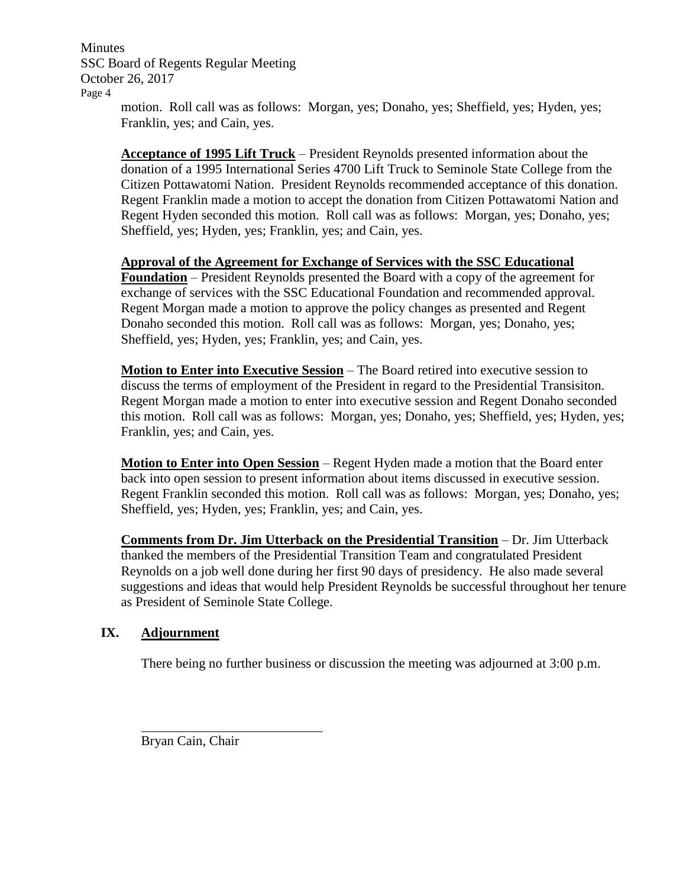motion. Roll call was as follows: Morgan, yes; Donaho, yes; Sheffield, yes; Hyden, yes; Franklin, yes; and Cain, yes.

**Acceptance of 1995 Lift Truck** – President Reynolds presented information about the donation of a 1995 International Series 4700 Lift Truck to Seminole State College from the Citizen Pottawatomi Nation. President Reynolds recommended acceptance of this donation. Regent Franklin made a motion to accept the donation from Citizen Pottawatomi Nation and Regent Hyden seconded this motion. Roll call was as follows: Morgan, yes; Donaho, yes; Sheffield, yes; Hyden, yes; Franklin, yes; and Cain, yes.

**Approval of the Agreement for Exchange of Services with the SSC Educational Foundation** – President Reynolds presented the Board with a copy of the agreement for exchange of services with the SSC Educational Foundation and recommended approval. Regent Morgan made a motion to approve the policy changes as presented and Regent Donaho seconded this motion. Roll call was as follows: Morgan, yes; Donaho, yes; Sheffield, yes; Hyden, yes; Franklin, yes; and Cain, yes.

**Motion to Enter into Executive Session** – The Board retired into executive session to discuss the terms of employment of the President in regard to the Presidential Transisiton. Regent Morgan made a motion to enter into executive session and Regent Donaho seconded this motion. Roll call was as follows: Morgan, yes; Donaho, yes; Sheffield, yes; Hyden, yes; Franklin, yes; and Cain, yes.

**Motion to Enter into Open Session** – Regent Hyden made a motion that the Board enter back into open session to present information about items discussed in executive session. Regent Franklin seconded this motion. Roll call was as follows: Morgan, yes; Donaho, yes; Sheffield, yes; Hyden, yes; Franklin, yes; and Cain, yes.

**Comments from Dr. Jim Utterback on the Presidential Transition** – Dr. Jim Utterback thanked the members of the Presidential Transition Team and congratulated President Reynolds on a job well done during her first 90 days of presidency. He also made several suggestions and ideas that would help President Reynolds be successful throughout her tenure as President of Seminole State College.

## IX. Adjournment

There being no further business or discussion the meeting was adjourned at 3:00 p.m.

Bryan Cain, Chair